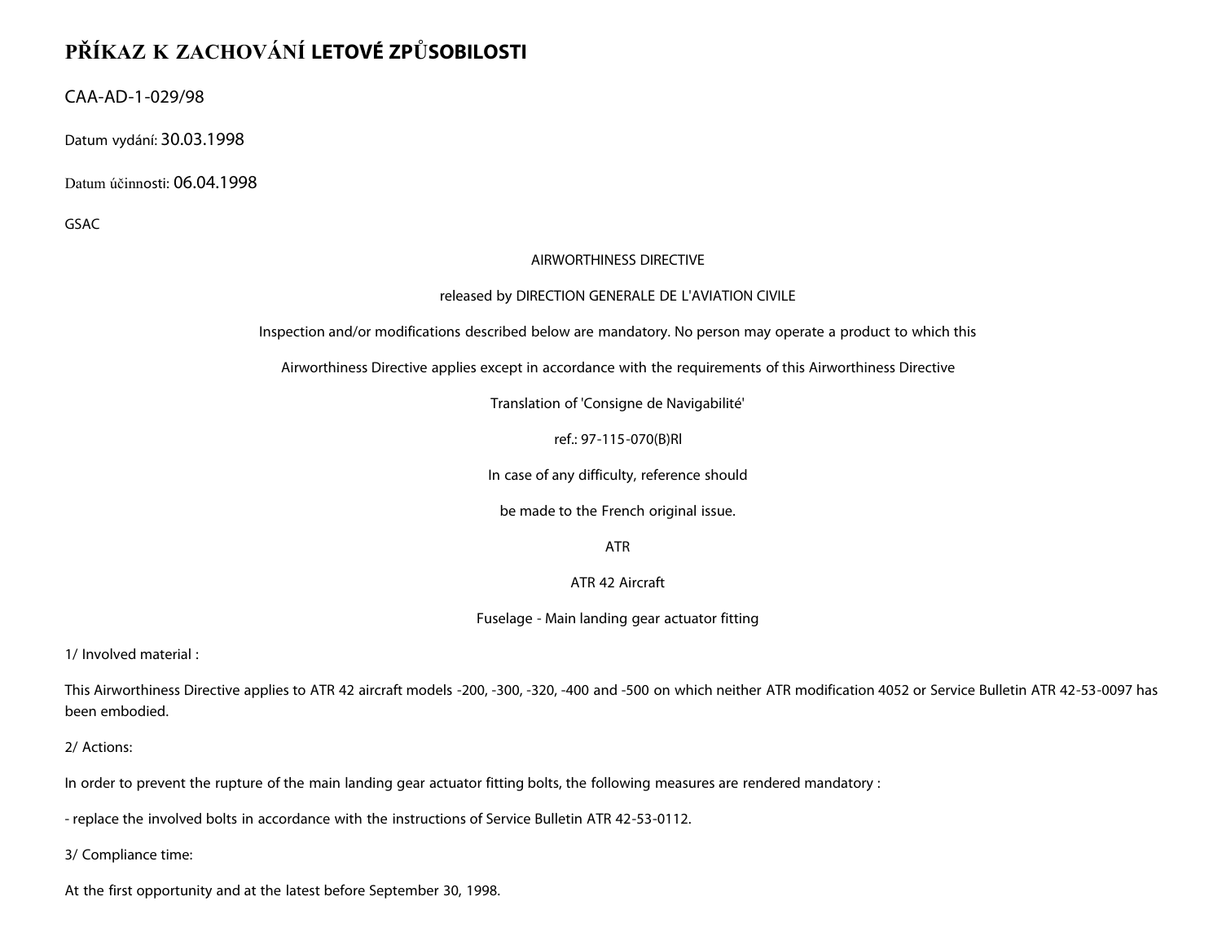# PŘÍKAZ K ZACHOVÁNÍ LETOVÉ ZPŮSOBILOSTI

CAA-AD-1-029/98

Datum vydání: 30.03.1998

Datum účinnosti: 06.04.1998

GSAC

AIRWORTHINESS DIRECTIVE

released by DIRECTION GENERALE DE L'AVIATION CIVILE

Inspection and/or modifications described below are mandatory. No person may operate a product to which this

Airworthiness Directive applies except in accordance with the requirements of this Airworthiness Directive

Translation of 'Consigne de Navigabilité'

ref.: 97-115-070(B)Rl

In case of any difficulty, reference should

be made to the French original issue.

ATR

ATR 42 Aircraft

Fuselage - Main landing gear actuator fitting

1/ Involved material :

This Airworthiness Directive applies to ATR 42 aircraft models -200, -300, -320, -400 and -500 on which neither ATR modification 4052 or Service Bulletin ATR 42-53-0097 has been embodied.

2/ Actions:

In order to prevent the rupture of the main landing gear actuator fitting bolts, the following measures are rendered mandatory :

- replace the involved bolts in accordance with the instructions of Service Bulletin ATR 42-53-0112.

3/ Compliance time:

At the first opportunity and at the latest before September 30, 1998.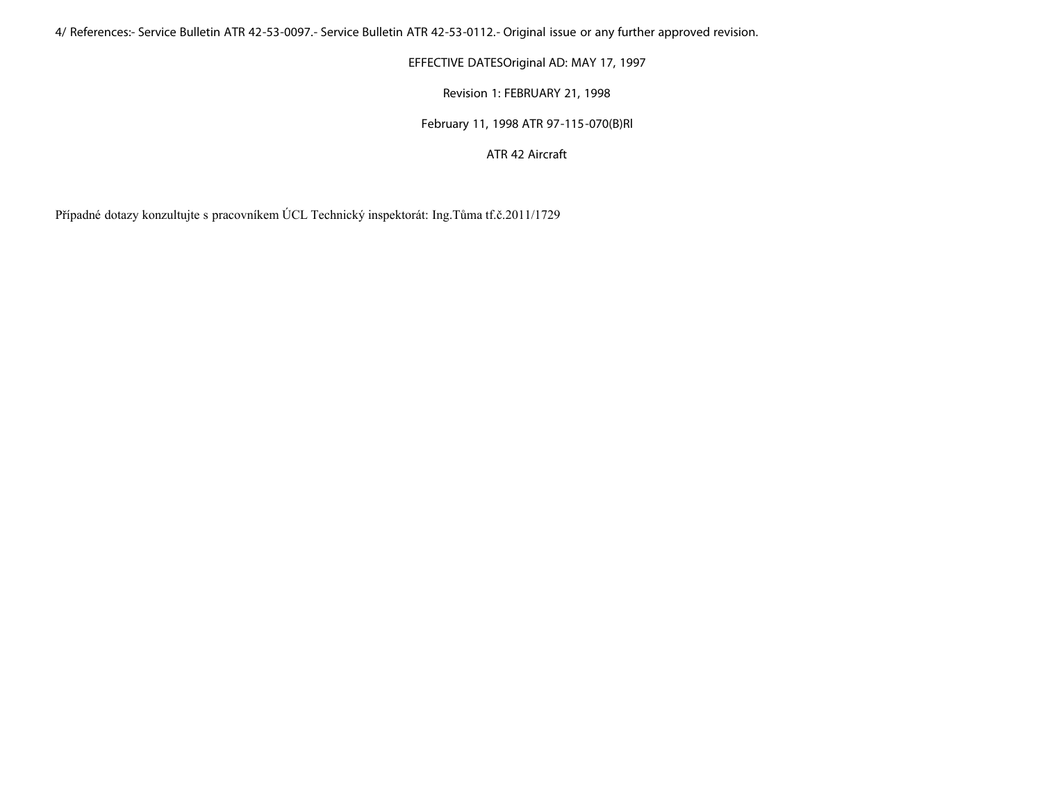4/ References:- Service Bulletin ATR 42-53-0097.- Service Bulletin ATR 42-53-0112.- Original issue or any further approved revision.

EFFECTIVE DATESOriginal AD: MAY 17, 1997

Revision 1: FEBRUARY 21, 1998

February 11, 1998 ATR 97-115-070(B)Rl

ATR 42 Aircraft

Případné dotazy konzultujte s pracovníkem ÚCL Technický inspektorát: Ing.Tůma tf.č.2011/1729